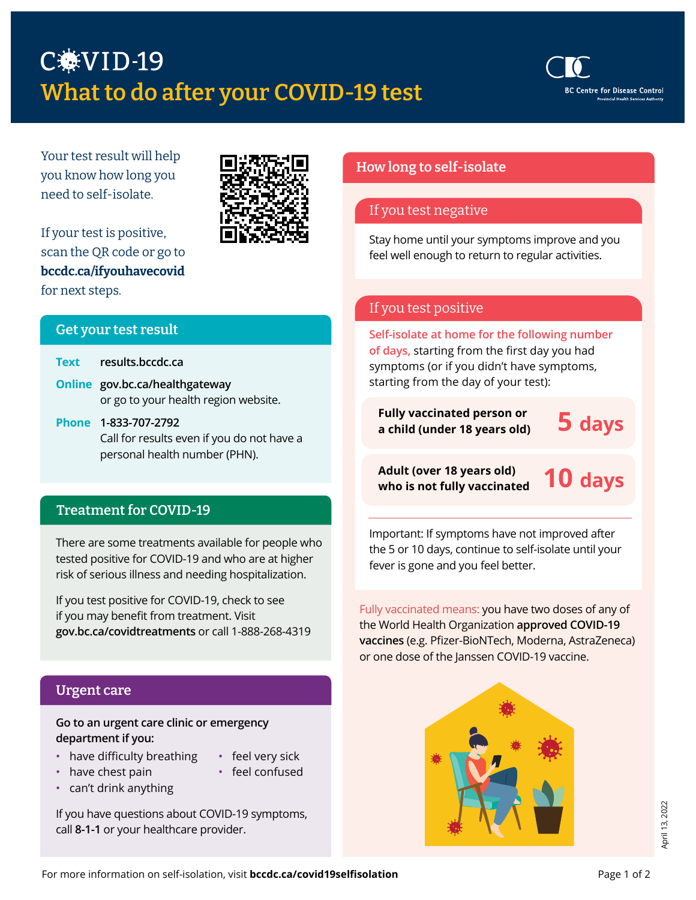# COVID-19

# What to do after your COVID-19 test

Your test result will help you know how long you need to self-isolate.

If your test is positive, scan the QR code or go to **bccdc.ca/ifyouhavecovid** for next steps.

## Get your test result

**Text** results.bccdc.ca

**Online** gov.bc.ca/healthgateway or go to your health region website.

**Phone** 1-833-707-2792
Call for results even if you do not have a personal health number (PHN).

## Treatment for COVID-19

There are some treatments available for people who tested positive for COVID-19 and who are at higher risk of serious illness and needing hospitalization.

If you test positive for COVID-19, check to see if you may benefit from treatment. Visit **gov.bc.ca/covidtreatments** or call 1-888-268-4319

## Urgent care

**Go to an urgent care clinic or emergency department if you:**

- have difficulty breathing
- have chest pain
- can't drink anything
- feel very sick
- feel confused

If you have questions about COVID-19 symptoms, call **8-1-1** or your healthcare provider.

## How long to self-isolate

### If you test negative

Stay home until your symptoms improve and you feel well enough to return to regular activities.

### If you test positive

Self-isolate at home for the following number of days, starting from the first day you had symptoms (or if you didn't have symptoms, starting from the day of your test):

| | |
|---|---|
| **Fully vaccinated person or a child (under 18 years old)** | **5 days** |
| **Adult (over 18 years old) who is not fully vaccinated** | **10 days** |

Important: If symptoms have not improved after the 5 or 10 days, continue to self-isolate until your fever is gone and you feel better.

Fully vaccinated means: you have two doses of any of the World Health Organization **approved COVID-19 vaccines** (e.g. Pfizer-BioNTech, Moderna, AstraZeneca) or one dose of the Janssen COVID-19 vaccine.

April 13, 2022

For more information on self-isolation, visit **bccdc.ca/covid19selfisolation**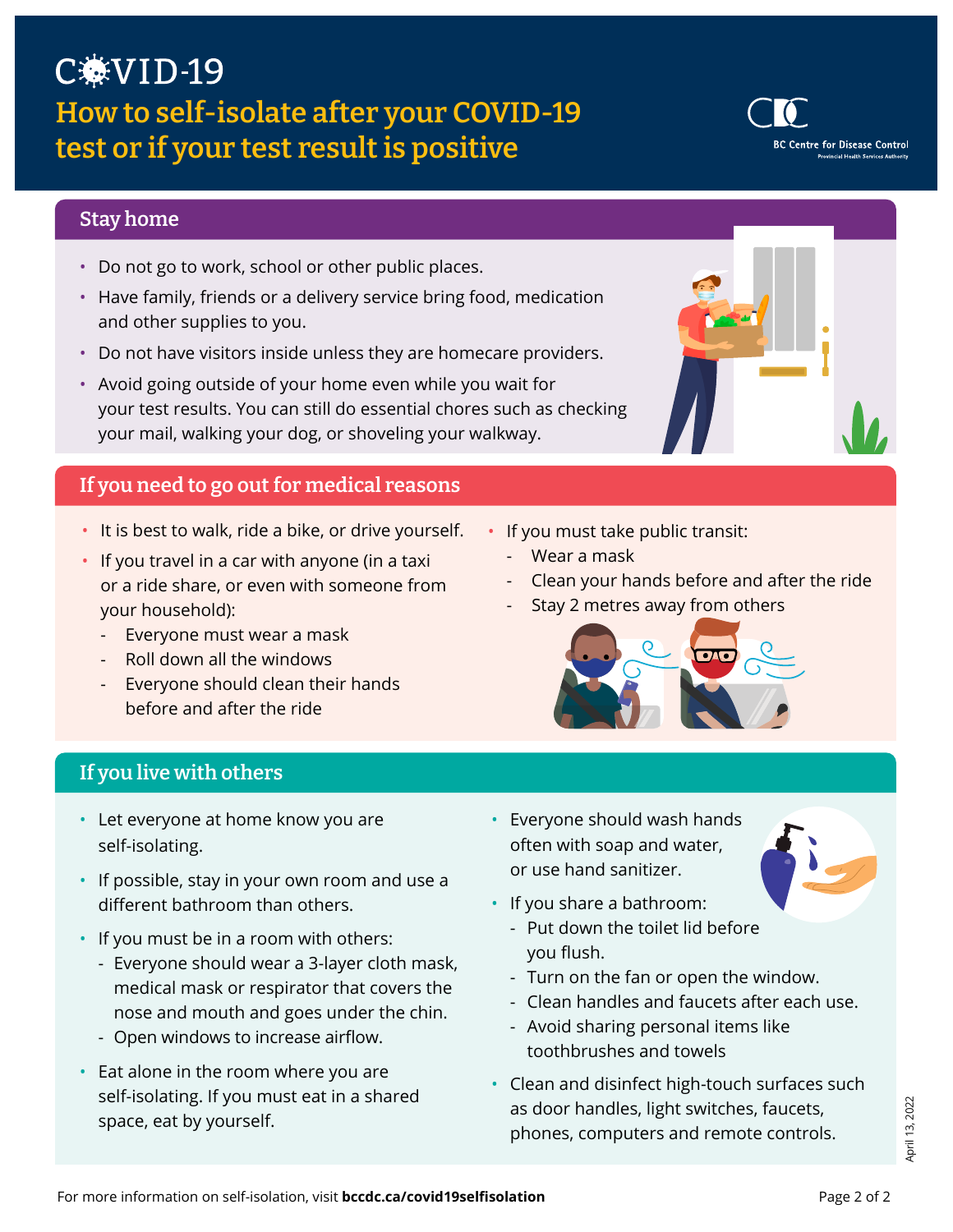# COVID-19

# How to self-isolate after your COVID-19 test or if your test result is positive

BC Centre for Disease Control
Provincial Health Services Authority

## Stay home

- Do not go to work, school or other public places.
- Have family, friends or a delivery service bring food, medication and other supplies to you.
- Do not have visitors inside unless they are homecare providers.
- Avoid going outside of your home even while you wait for your test results. You can still do essential chores such as checking your mail, walking your dog, or shoveling your walkway.

## If you need to go out for medical reasons

- It is best to walk, ride a bike, or drive yourself.
- If you travel in a car with anyone (in a taxi or a ride share, or even with someone from your household):
  - Everyone must wear a mask
  - Roll down all the windows
  - Everyone should clean their hands before and after the ride
- If you must take public transit:
  - Wear a mask
  - Clean your hands before and after the ride
  - Stay 2 metres away from others

## If you live with others

- Let everyone at home know you are self-isolating.
- If possible, stay in your own room and use a different bathroom than others.
- If you must be in a room with others:
  - Everyone should wear a 3-layer cloth mask, medical mask or respirator that covers the nose and mouth and goes under the chin.
  - Open windows to increase airflow.
- Eat alone in the room where you are self-isolating. If you must eat in a shared space, eat by yourself.
- Everyone should wash hands often with soap and water, or use hand sanitizer.
- If you share a bathroom:
  - Put down the toilet lid before you flush.
  - Turn on the fan or open the window.
  - Clean handles and faucets after each use.
  - Avoid sharing personal items like toothbrushes and towels
- Clean and disinfect high-touch surfaces such as door handles, light switches, faucets, phones, computers and remote controls.

April 13, 2022

For more information on self-isolation, visit **bccdc.ca/covid19selfisolation**